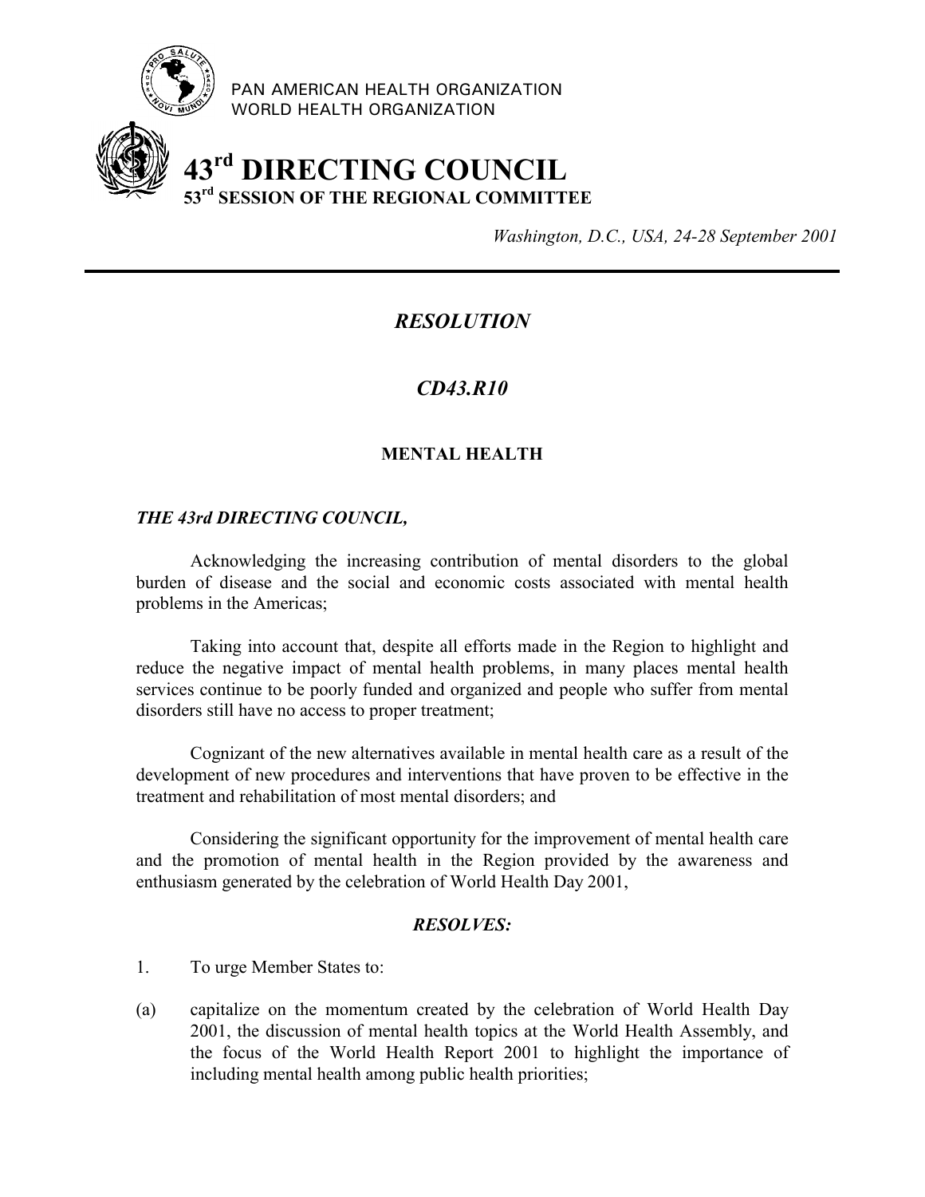PAN AMERICAN HEALTH ORGANIZATION
WORLD HEALTH ORGANIZATION

# 43rd DIRECTING COUNCIL
## 53rd SESSION OF THE REGIONAL COMMITTEE

*Washington, D.C., USA, 24-28 September 2001*

---

## *RESOLUTION*

## *CD43.R10*

### MENTAL HEALTH

***THE 43rd DIRECTING COUNCIL,***

Acknowledging the increasing contribution of mental disorders to the global burden of disease and the social and economic costs associated with mental health problems in the Americas;

Taking into account that, despite all efforts made in the Region to highlight and reduce the negative impact of mental health problems, in many places mental health services continue to be poorly funded and organized and people who suffer from mental disorders still have no access to proper treatment;

Cognizant of the new alternatives available in mental health care as a result of the development of new procedures and interventions that have proven to be effective in the treatment and rehabilitation of most mental disorders; and

Considering the significant opportunity for the improvement of mental health care and the promotion of mental health in the Region provided by the awareness and enthusiasm generated by the celebration of World Health Day 2001,

***RESOLVES:***

1. To urge Member States to:

(a) capitalize on the momentum created by the celebration of World Health Day 2001, the discussion of mental health topics at the World Health Assembly, and the focus of the World Health Report 2001 to highlight the importance of including mental health among public health priorities;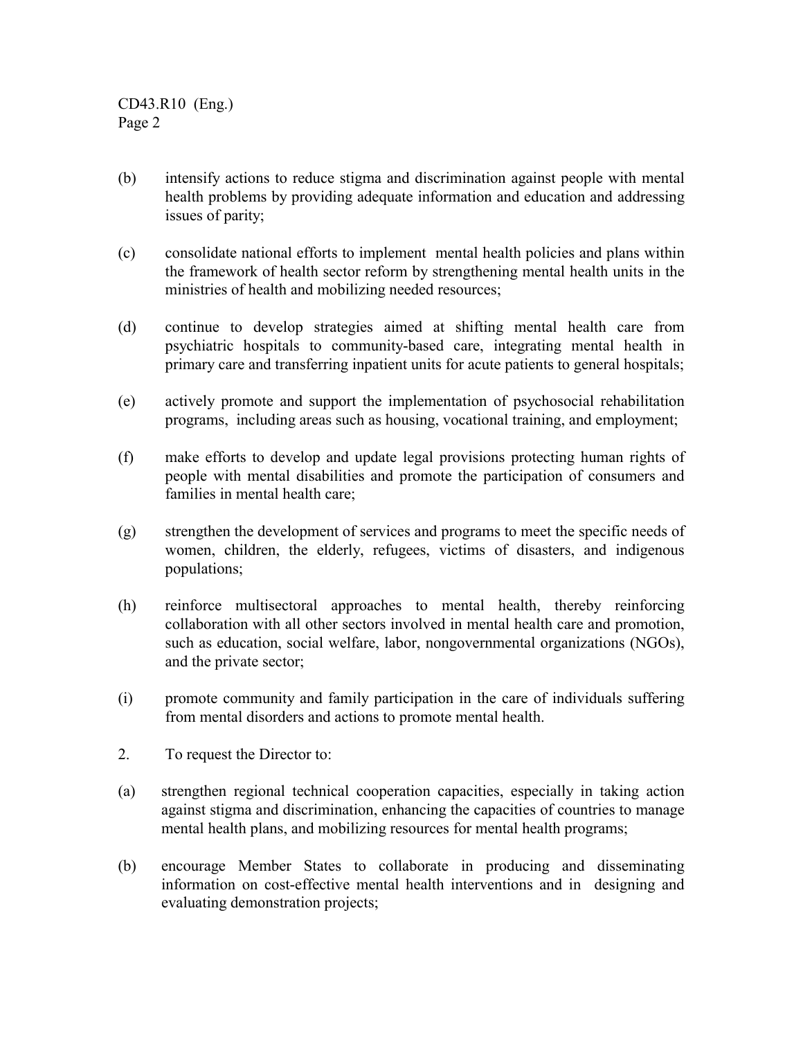(b) intensify actions to reduce stigma and discrimination against people with mental health problems by providing adequate information and education and addressing issues of parity;

(c) consolidate national efforts to implement mental health policies and plans within the framework of health sector reform by strengthening mental health units in the ministries of health and mobilizing needed resources;

(d) continue to develop strategies aimed at shifting mental health care from psychiatric hospitals to community-based care, integrating mental health in primary care and transferring inpatient units for acute patients to general hospitals;

(e) actively promote and support the implementation of psychosocial rehabilitation programs, including areas such as housing, vocational training, and employment;

(f) make efforts to develop and update legal provisions protecting human rights of people with mental disabilities and promote the participation of consumers and families in mental health care;

(g) strengthen the development of services and programs to meet the specific needs of women, children, the elderly, refugees, victims of disasters, and indigenous populations;

(h) reinforce multisectoral approaches to mental health, thereby reinforcing collaboration with all other sectors involved in mental health care and promotion, such as education, social welfare, labor, nongovernmental organizations (NGOs), and the private sector;

(i) promote community and family participation in the care of individuals suffering from mental disorders and actions to promote mental health.

2. To request the Director to:

(a) strengthen regional technical cooperation capacities, especially in taking action against stigma and discrimination, enhancing the capacities of countries to manage mental health plans, and mobilizing resources for mental health programs;

(b) encourage Member States to collaborate in producing and disseminating information on cost-effective mental health interventions and in designing and evaluating demonstration projects;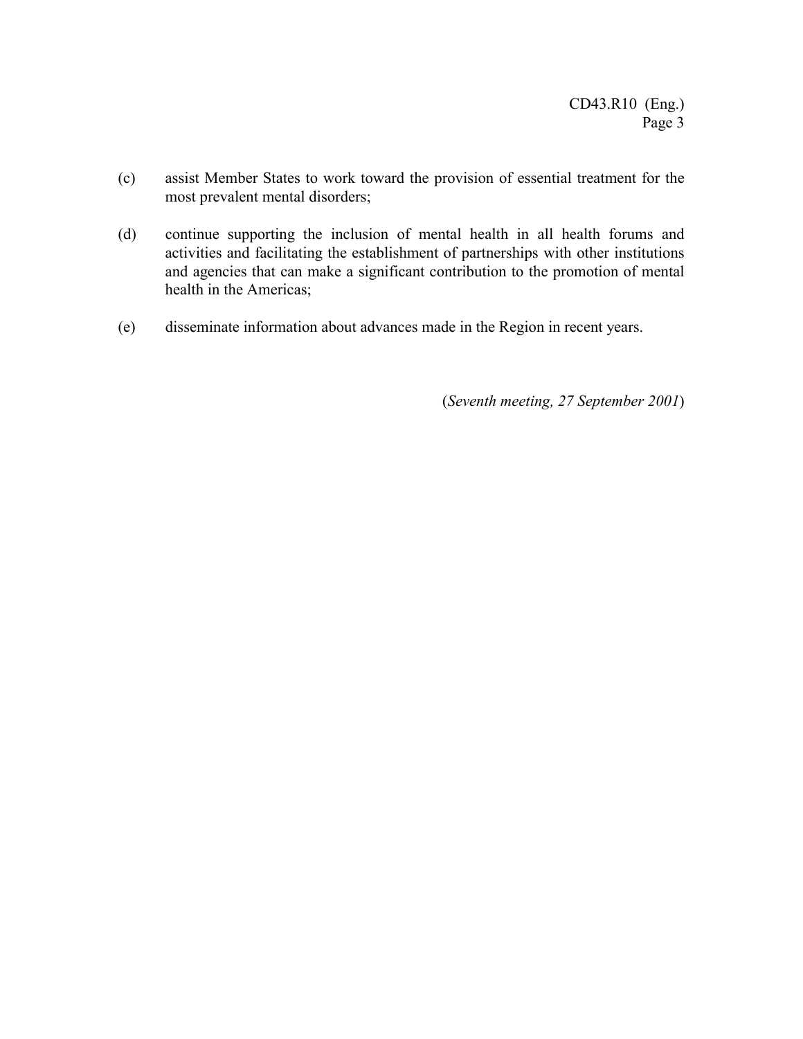(c) assist Member States to work toward the provision of essential treatment for the most prevalent mental disorders;

(d) continue supporting the inclusion of mental health in all health forums and activities and facilitating the establishment of partnerships with other institutions and agencies that can make a significant contribution to the promotion of mental health in the Americas;

(e) disseminate information about advances made in the Region in recent years.

(*Seventh meeting, 27 September 2001*)